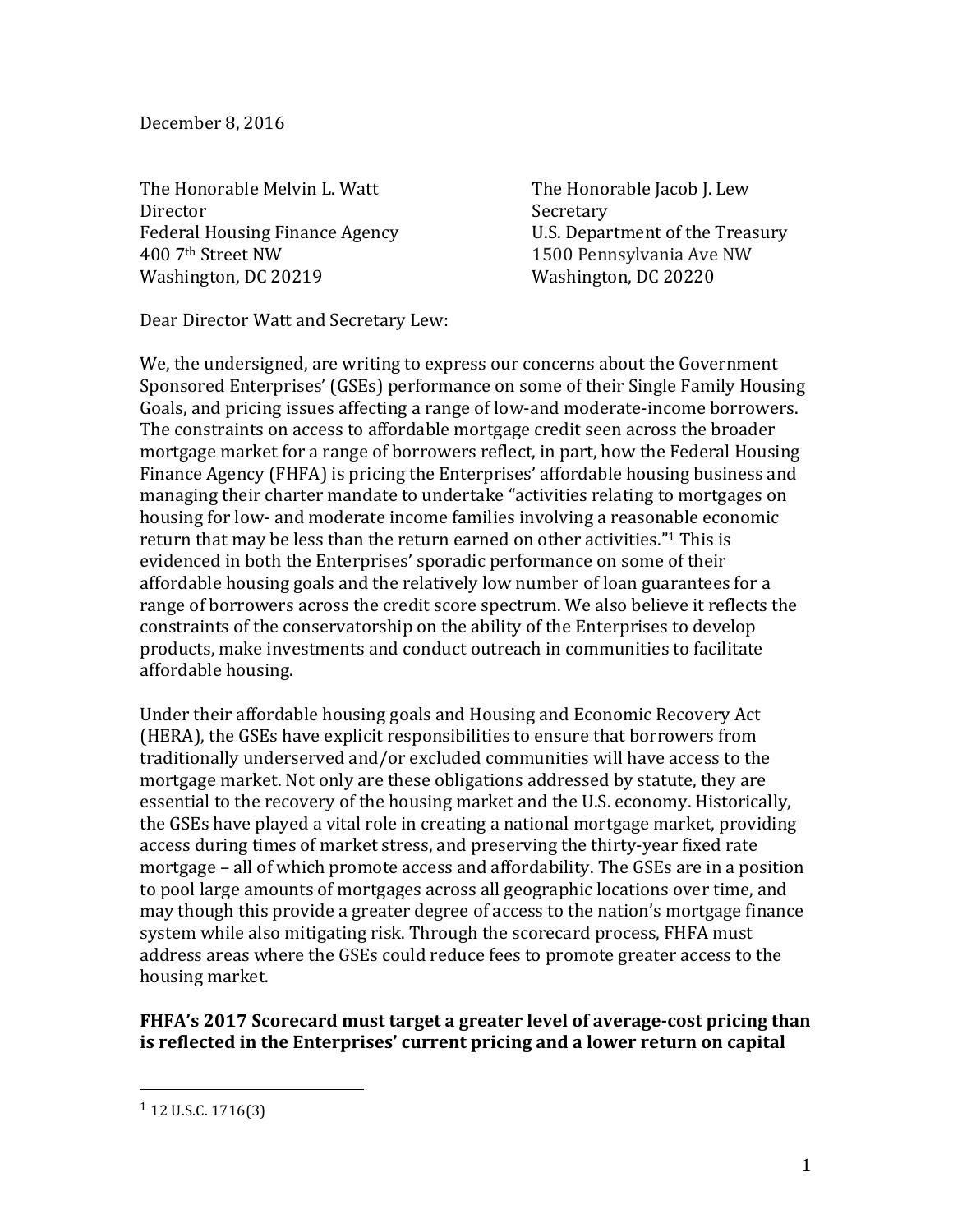December 8, 2016

The Honorable Melvin L. Watt
Director
Federal Housing Finance Agency
400 7th Street NW
Washington, DC 20219

The Honorable Jacob J. Lew
Secretary
U.S. Department of the Treasury
1500 Pennsylvania Ave NW
Washington, DC 20220

Dear Director Watt and Secretary Lew:

We, the undersigned, are writing to express our concerns about the Government Sponsored Enterprises' (GSEs) performance on some of their Single Family Housing Goals, and pricing issues affecting a range of low-and moderate-income borrowers. The constraints on access to affordable mortgage credit seen across the broader mortgage market for a range of borrowers reflect, in part, how the Federal Housing Finance Agency (FHFA) is pricing the Enterprises' affordable housing business and managing their charter mandate to undertake "activities relating to mortgages on housing for low- and moderate income families involving a reasonable economic return that may be less than the return earned on other activities."[1] This is evidenced in both the Enterprises' sporadic performance on some of their affordable housing goals and the relatively low number of loan guarantees for a range of borrowers across the credit score spectrum. We also believe it reflects the constraints of the conservatorship on the ability of the Enterprises to develop products, make investments and conduct outreach in communities to facilitate affordable housing.

Under their affordable housing goals and Housing and Economic Recovery Act (HERA), the GSEs have explicit responsibilities to ensure that borrowers from traditionally underserved and/or excluded communities will have access to the mortgage market. Not only are these obligations addressed by statute, they are essential to the recovery of the housing market and the U.S. economy. Historically, the GSEs have played a vital role in creating a national mortgage market, providing access during times of market stress, and preserving the thirty-year fixed rate mortgage – all of which promote access and affordability. The GSEs are in a position to pool large amounts of mortgages across all geographic locations over time, and may though this provide a greater degree of access to the nation's mortgage finance system while also mitigating risk. Through the scorecard process, FHFA must address areas where the GSEs could reduce fees to promote greater access to the housing market.

**FHFA's 2017 Scorecard must target a greater level of average-cost pricing than is reflected in the Enterprises' current pricing and a lower return on capital**

[1] 12 U.S.C. 1716(3)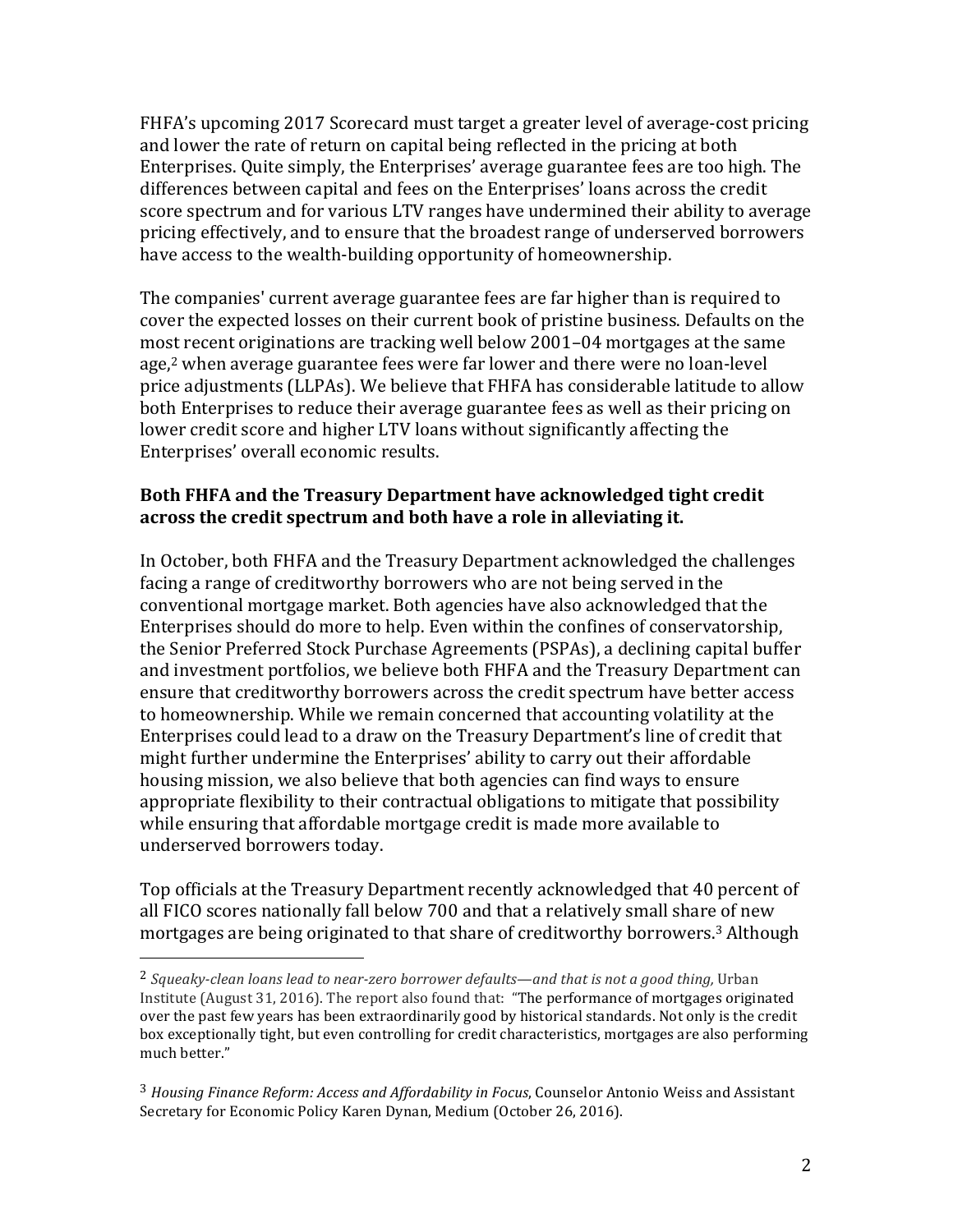FHFA's upcoming 2017 Scorecard must target a greater level of average-cost pricing and lower the rate of return on capital being reflected in the pricing at both Enterprises. Quite simply, the Enterprises' average guarantee fees are too high. The differences between capital and fees on the Enterprises' loans across the credit score spectrum and for various LTV ranges have undermined their ability to average pricing effectively, and to ensure that the broadest range of underserved borrowers have access to the wealth-building opportunity of homeownership.

The companies' current average guarantee fees are far higher than is required to cover the expected losses on their current book of pristine business. Defaults on the most recent originations are tracking well below 2001–04 mortgages at the same age,[2] when average guarantee fees were far lower and there were no loan-level price adjustments (LLPAs). We believe that FHFA has considerable latitude to allow both Enterprises to reduce their average guarantee fees as well as their pricing on lower credit score and higher LTV loans without significantly affecting the Enterprises' overall economic results.

**Both FHFA and the Treasury Department have acknowledged tight credit across the credit spectrum and both have a role in alleviating it.**

In October, both FHFA and the Treasury Department acknowledged the challenges facing a range of creditworthy borrowers who are not being served in the conventional mortgage market. Both agencies have also acknowledged that the Enterprises should do more to help. Even within the confines of conservatorship, the Senior Preferred Stock Purchase Agreements (PSPAs), a declining capital buffer and investment portfolios, we believe both FHFA and the Treasury Department can ensure that creditworthy borrowers across the credit spectrum have better access to homeownership. While we remain concerned that accounting volatility at the Enterprises could lead to a draw on the Treasury Department's line of credit that might further undermine the Enterprises' ability to carry out their affordable housing mission, we also believe that both agencies can find ways to ensure appropriate flexibility to their contractual obligations to mitigate that possibility while ensuring that affordable mortgage credit is made more available to underserved borrowers today.

Top officials at the Treasury Department recently acknowledged that 40 percent of all FICO scores nationally fall below 700 and that a relatively small share of new mortgages are being originated to that share of creditworthy borrowers.[3] Although

---

[2] *Squeaky-clean loans lead to near-zero borrower defaults—and that is not a good thing,* Urban Institute (August 31, 2016). The report also found that: "The performance of mortgages originated over the past few years has been extraordinarily good by historical standards. Not only is the credit box exceptionally tight, but even controlling for credit characteristics, mortgages are also performing much better."

[3] *Housing Finance Reform: Access and Affordability in Focus*, Counselor Antonio Weiss and Assistant Secretary for Economic Policy Karen Dynan, Medium (October 26, 2016).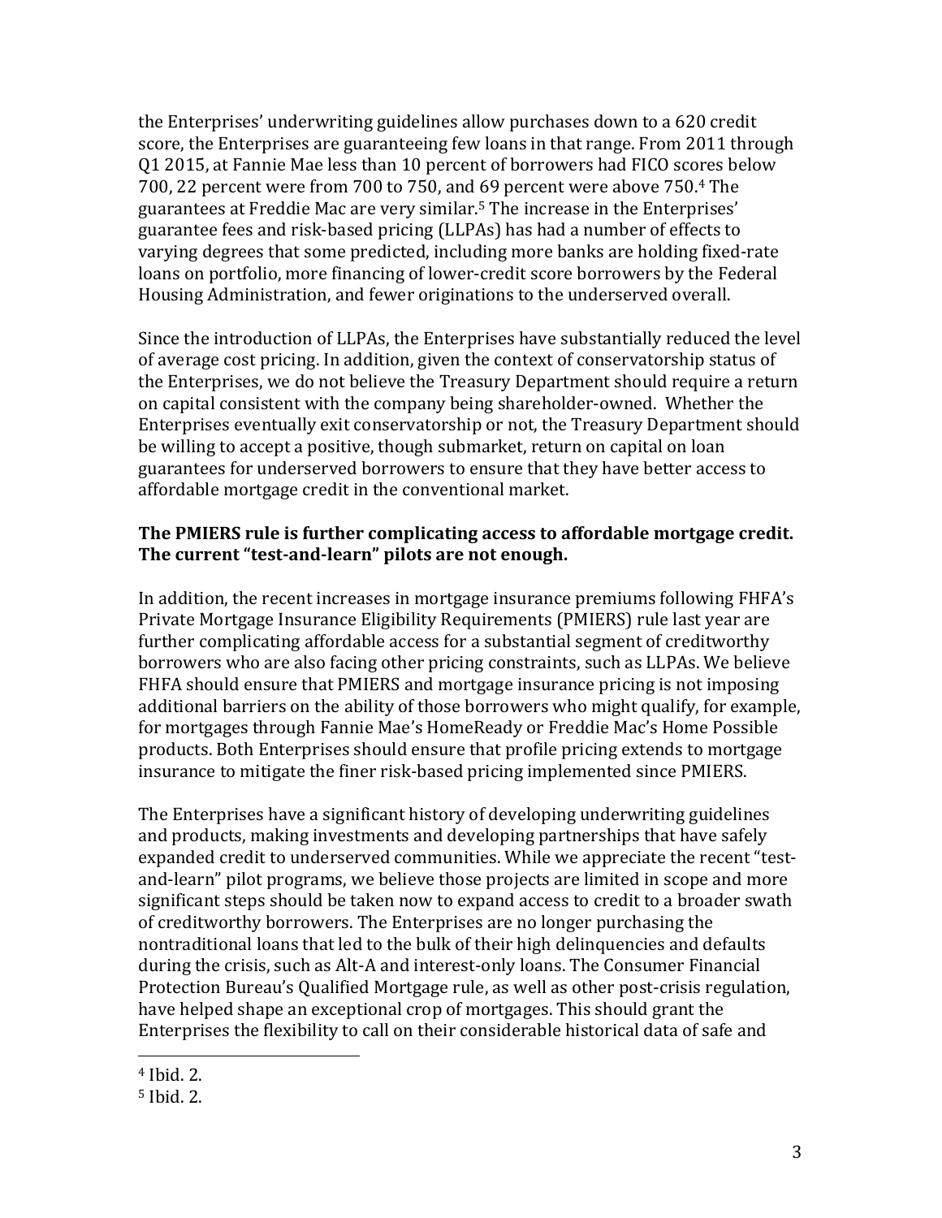the Enterprises' underwriting guidelines allow purchases down to a 620 credit score, the Enterprises are guaranteeing few loans in that range. From 2011 through Q1 2015, at Fannie Mae less than 10 percent of borrowers had FICO scores below 700, 22 percent were from 700 to 750, and 69 percent were above 750.[4] The guarantees at Freddie Mac are very similar.[5] The increase in the Enterprises' guarantee fees and risk-based pricing (LLPAs) has had a number of effects to varying degrees that some predicted, including more banks are holding fixed-rate loans on portfolio, more financing of lower-credit score borrowers by the Federal Housing Administration, and fewer originations to the underserved overall.

Since the introduction of LLPAs, the Enterprises have substantially reduced the level of average cost pricing. In addition, given the context of conservatorship status of the Enterprises, we do not believe the Treasury Department should require a return on capital consistent with the company being shareholder-owned. Whether the Enterprises eventually exit conservatorship or not, the Treasury Department should be willing to accept a positive, though submarket, return on capital on loan guarantees for underserved borrowers to ensure that they have better access to affordable mortgage credit in the conventional market.

**The PMIERS rule is further complicating access to affordable mortgage credit. The current "test-and-learn" pilots are not enough.**

In addition, the recent increases in mortgage insurance premiums following FHFA's Private Mortgage Insurance Eligibility Requirements (PMIERS) rule last year are further complicating affordable access for a substantial segment of creditworthy borrowers who are also facing other pricing constraints, such as LLPAs. We believe FHFA should ensure that PMIERS and mortgage insurance pricing is not imposing additional barriers on the ability of those borrowers who might qualify, for example, for mortgages through Fannie Mae's HomeReady or Freddie Mac's Home Possible products. Both Enterprises should ensure that profile pricing extends to mortgage insurance to mitigate the finer risk-based pricing implemented since PMIERS.

The Enterprises have a significant history of developing underwriting guidelines and products, making investments and developing partnerships that have safely expanded credit to underserved communities. While we appreciate the recent "test-and-learn" pilot programs, we believe those projects are limited in scope and more significant steps should be taken now to expand access to credit to a broader swath of creditworthy borrowers. The Enterprises are no longer purchasing the nontraditional loans that led to the bulk of their high delinquencies and defaults during the crisis, such as Alt-A and interest-only loans. The Consumer Financial Protection Bureau's Qualified Mortgage rule, as well as other post-crisis regulation, have helped shape an exceptional crop of mortgages. This should grant the Enterprises the flexibility to call on their considerable historical data of safe and

---

[4] Ibid. 2.

[5] Ibid. 2.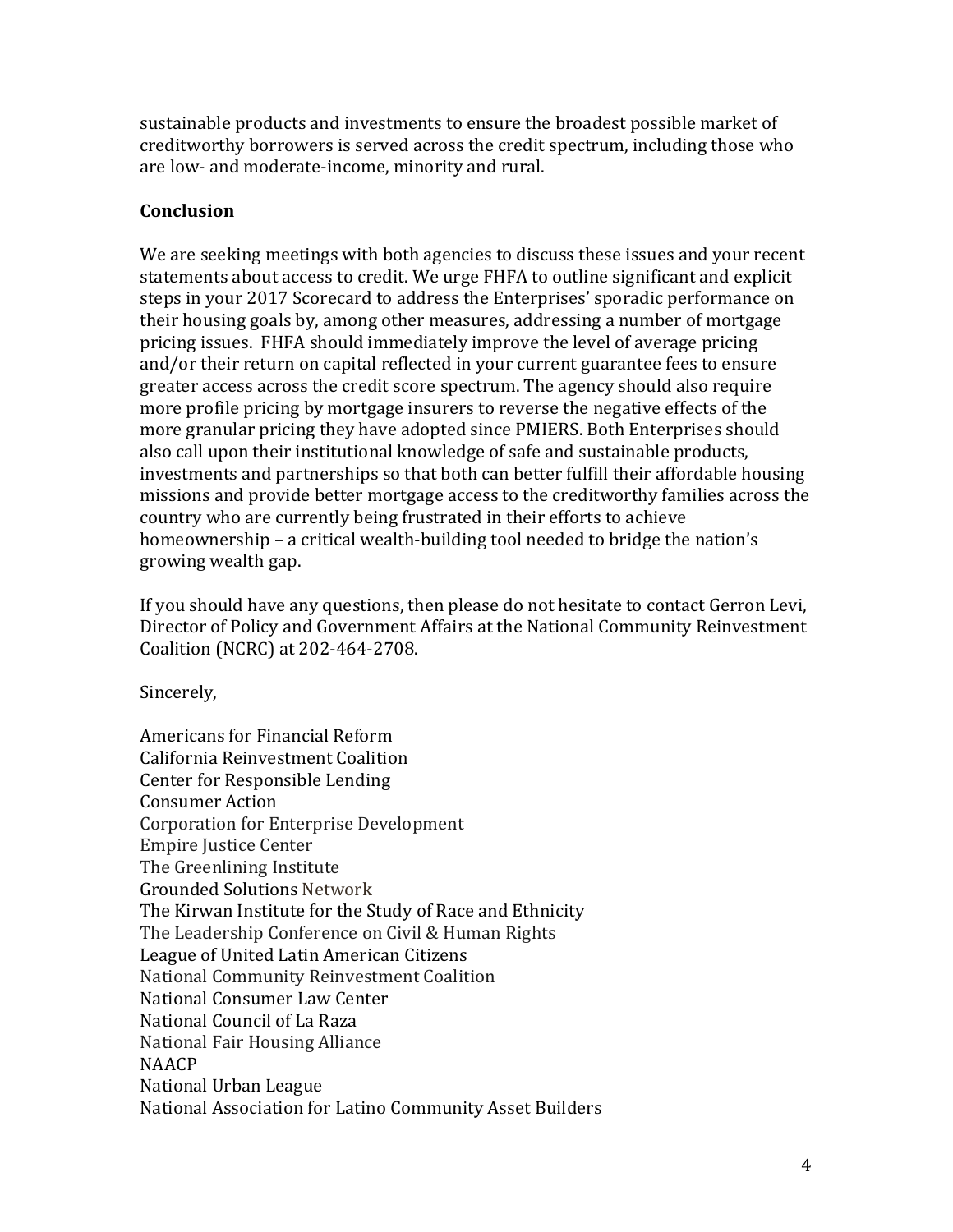sustainable products and investments to ensure the broadest possible market of creditworthy borrowers is served across the credit spectrum, including those who are low- and moderate-income, minority and rural.

**Conclusion**

We are seeking meetings with both agencies to discuss these issues and your recent statements about access to credit. We urge FHFA to outline significant and explicit steps in your 2017 Scorecard to address the Enterprises' sporadic performance on their housing goals by, among other measures, addressing a number of mortgage pricing issues. FHFA should immediately improve the level of average pricing and/or their return on capital reflected in your current guarantee fees to ensure greater access across the credit score spectrum. The agency should also require more profile pricing by mortgage insurers to reverse the negative effects of the more granular pricing they have adopted since PMIERS. Both Enterprises should also call upon their institutional knowledge of safe and sustainable products, investments and partnerships so that both can better fulfill their affordable housing missions and provide better mortgage access to the creditworthy families across the country who are currently being frustrated in their efforts to achieve homeownership – a critical wealth-building tool needed to bridge the nation's growing wealth gap.

If you should have any questions, then please do not hesitate to contact Gerron Levi, Director of Policy and Government Affairs at the National Community Reinvestment Coalition (NCRC) at 202-464-2708.

Sincerely,

Americans for Financial Reform
California Reinvestment Coalition
Center for Responsible Lending
Consumer Action
Corporation for Enterprise Development
Empire Justice Center
The Greenlining Institute
Grounded Solutions Network
The Kirwan Institute for the Study of Race and Ethnicity
The Leadership Conference on Civil & Human Rights
League of United Latin American Citizens
National Community Reinvestment Coalition
National Consumer Law Center
National Council of La Raza
National Fair Housing Alliance
NAACP
National Urban League
National Association for Latino Community Asset Builders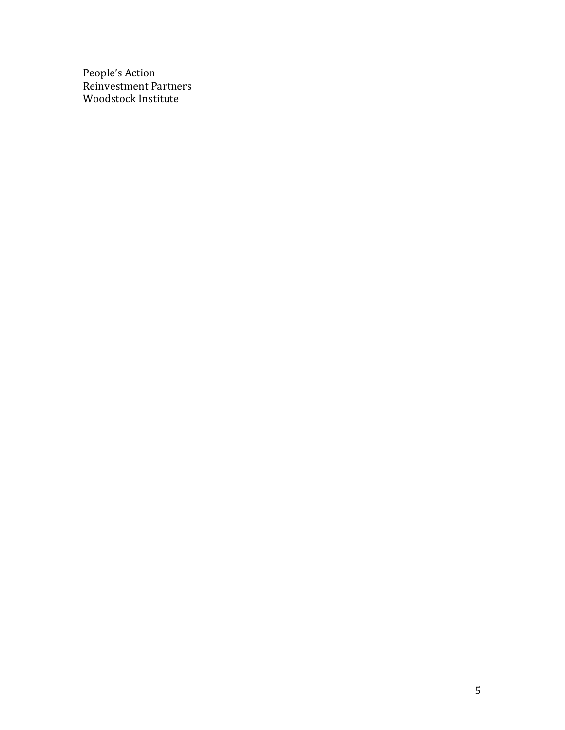People's Action
Reinvestment Partners
Woodstock Institute